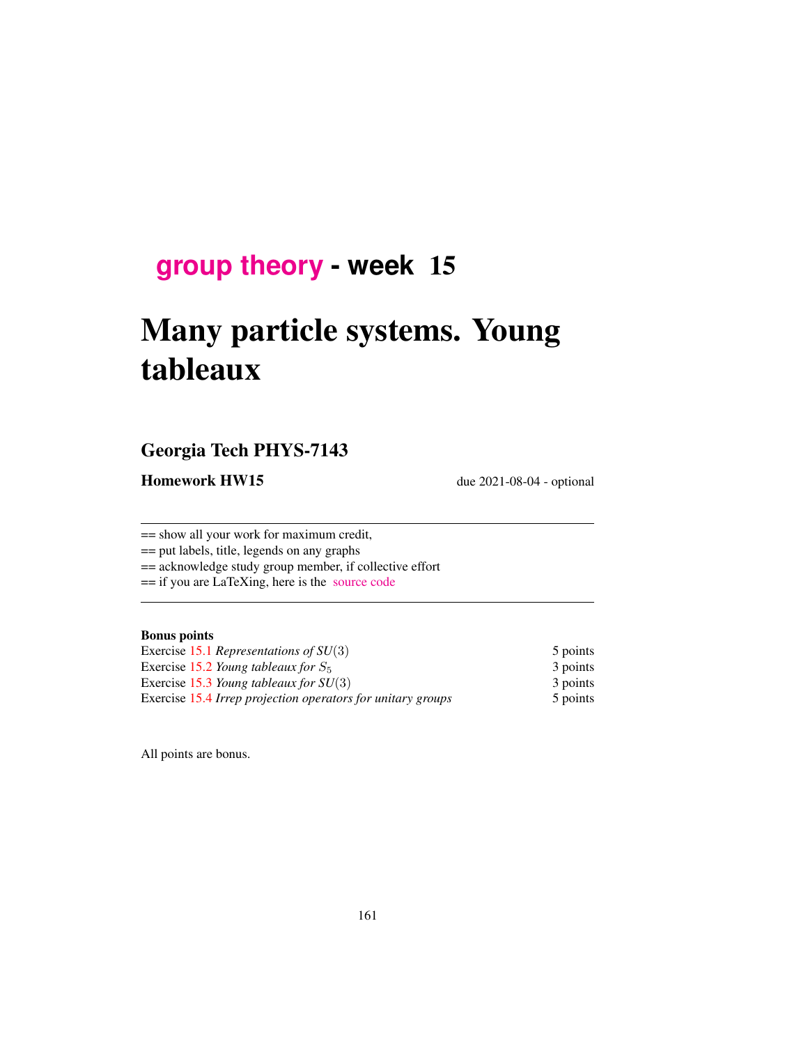# group theory - week 15

# Many particle systems. Young tableaux

## Georgia Tech PHYS-7143

**Homework HW15** due 2021-08-04 - optional

---

== show all your work for maximum credit,
== put labels, title, legends on any graphs
== acknowledge study group member, if collective effort
== if you are LaTeXing, here is the source code

---

**Bonus points**

| | |
|---|---|
| Exercise 15.1 *Representations of $SU(3)$* | 5 points |
| Exercise 15.2 *Young tableaux for $S_5$* | 3 points |
| Exercise 15.3 *Young tableaux for $SU(3)$* | 3 points |
| Exercise 15.4 *Irrep projection operators for unitary groups* | 5 points |

All points are bonus.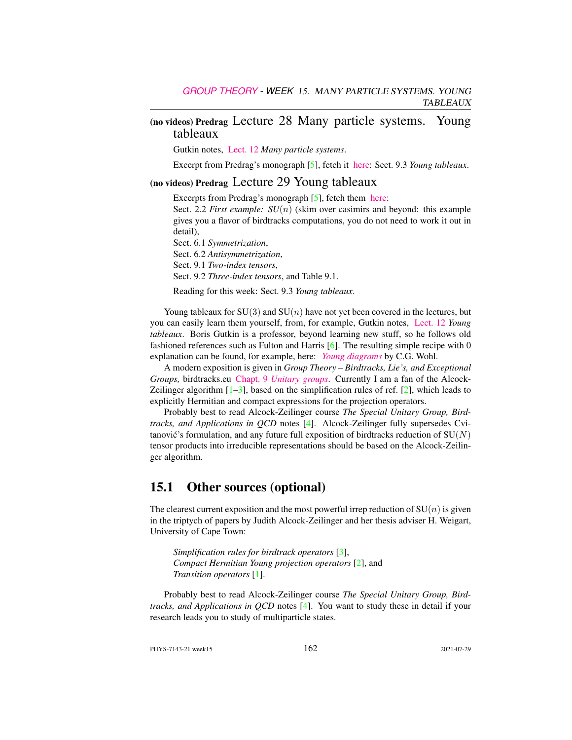## (no videos) Predrag Lecture 28 Many particle systems. Young tableaux

Gutkin notes, Lect. 12 *Many particle systems*.

Excerpt from Predrag's monograph [5], fetch it here: Sect. 9.3 *Young tableaux*.

## (no videos) Predrag Lecture 29 Young tableaux

Excerpts from Predrag's monograph [5], fetch them here:
Sect. 2.2 *First example: SU($n$)* (skim over casimirs and beyond: this example gives you a flavor of birdtracks computations, you do not need to work it out in detail),
Sect. 6.1 *Symmetrization*,
Sect. 6.2 *Antisymmetrization*,
Sect. 9.1 *Two-index tensors*,
Sect. 9.2 *Three-index tensors*, and Table 9.1.

Reading for this week: Sect. 9.3 *Young tableaux*.

Young tableaux for SU(3) and SU($n$) have not yet been covered in the lectures, but you can easily learn them yourself, from, for example, Gutkin notes, Lect. 12 *Young tableaux*. Boris Gutkin is a professor, beyond learning new stuff, so he follows old fashioned references such as Fulton and Harris [6]. The resulting simple recipe with 0 explanation can be found, for example, here: *Young diagrams* by C.G. Wohl.

A modern exposition is given in *Group Theory – Birdtracks, Lie's, and Exceptional Groups,* birdtracks.eu Chapt. 9 *Unitary groups*. Currently I am a fan of the Alcock-Zeilinger algorithm [1–3], based on the simplification rules of ref. [2], which leads to explicitly Hermitian and compact expressions for the projection operators.

Probably best to read Alcock-Zeilinger course *The Special Unitary Group, Birdtracks, and Applications in QCD* notes [4]. Alcock-Zeilinger fully supersedes Cvitanović's formulation, and any future full exposition of birdtracks reduction of SU($N$) tensor products into irreducible representations should be based on the Alcock-Zeilinger algorithm.

## 15.1 Other sources (optional)

The clearest current exposition and the most powerful irrep reduction of SU($n$) is given in the triptych of papers by Judith Alcock-Zeilinger and her thesis adviser H. Weigart, University of Cape Town:

> *Simplification rules for birdtrack operators* [3],
> *Compact Hermitian Young projection operators* [2], and
> *Transition operators* [1].

Probably best to read Alcock-Zeilinger course *The Special Unitary Group, Birdtracks, and Applications in QCD* notes [4]. You want to study these in detail if your research leads you to study of multiparticle states.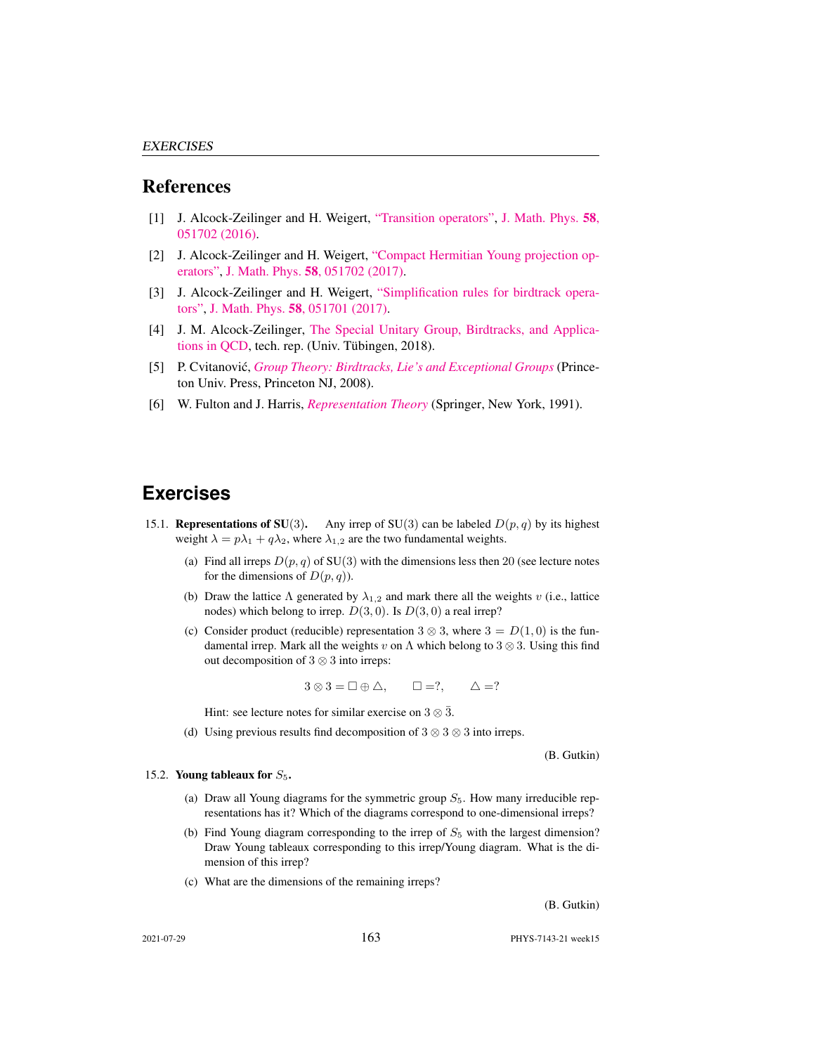## References

[1] J. Alcock-Zeilinger and H. Weigert, "Transition operators", J. Math. Phys. **58**, 051702 (2016).

[2] J. Alcock-Zeilinger and H. Weigert, "Compact Hermitian Young projection operators", J. Math. Phys. **58**, 051702 (2017).

[3] J. Alcock-Zeilinger and H. Weigert, "Simplification rules for birdtrack operators", J. Math. Phys. **58**, 051701 (2017).

[4] J. M. Alcock-Zeilinger, The Special Unitary Group, Birdtracks, and Applications in QCD, tech. rep. (Univ. Tübingen, 2018).

[5] P. Cvitanović, *Group Theory: Birdtracks, Lie's and Exceptional Groups* (Princeton Univ. Press, Princeton NJ, 2008).

[6] W. Fulton and J. Harris, *Representation Theory* (Springer, New York, 1991).

# Exercises

15.1. **Representations of SU(3).** Any irrep of SU(3) can be labeled $D(p,q)$ by its highest weight $\lambda = p\lambda_1 + q\lambda_2$, where $\lambda_{1,2}$ are the two fundamental weights.

(a) Find all irreps $D(p,q)$ of SU(3) with the dimensions less then 20 (see lecture notes for the dimensions of $D(p,q)$).

(b) Draw the lattice $\Lambda$ generated by $\lambda_{1,2}$ and mark there all the weights $v$ (i.e., lattice nodes) which belong to irrep. $D(3,0)$. Is $D(3,0)$ a real irrep?

(c) Consider product (reducible) representation $3 \otimes 3$, where $3 = D(1,0)$ is the fundamental irrep. Mark all the weights $v$ on $\Lambda$ which belong to $3 \otimes 3$. Using this find out decomposition of $3 \otimes 3$ into irreps:

$$3 \otimes 3 = \square \oplus \triangle, \qquad \square = ?, \qquad \triangle = ?$$

Hint: see lecture notes for similar exercise on $3 \otimes \bar{3}$.

(d) Using previous results find decomposition of $3 \otimes 3 \otimes 3$ into irreps.

(B. Gutkin)

15.2. **Young tableaux for $S_5$.**

(a) Draw all Young diagrams for the symmetric group $S_5$. How many irreducible representations has it? Which of the diagrams correspond to one-dimensional irreps?

(b) Find Young diagram corresponding to the irrep of $S_5$ with the largest dimension? Draw Young tableaux corresponding to this irrep/Young diagram. What is the dimension of this irrep?

(c) What are the dimensions of the remaining irreps?

(B. Gutkin)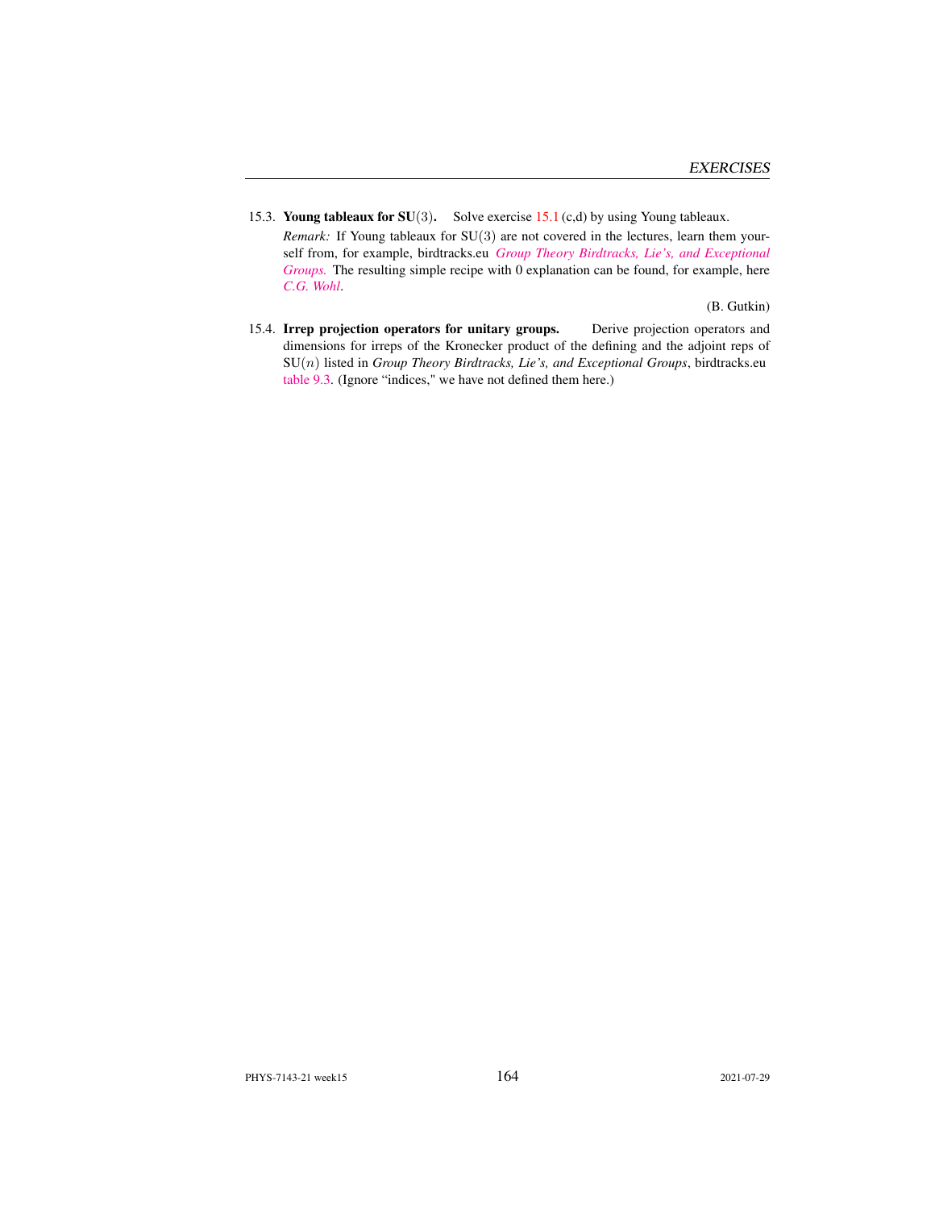15.3. **Young tableaux for SU$(3)$.** Solve exercise 15.1 (c,d) by using Young tableaux.

*Remark:* If Young tableaux for SU$(3)$ are not covered in the lectures, learn them yourself from, for example, birdtracks.eu *Group Theory Birdtracks, Lie's, and Exceptional Groups.* The resulting simple recipe with 0 explanation can be found, for example, here *C.G. Wohl*.

(B. Gutkin)

15.4. **Irrep projection operators for unitary groups.** Derive projection operators and dimensions for irreps of the Kronecker product of the defining and the adjoint reps of SU$(n)$ listed in *Group Theory Birdtracks, Lie's, and Exceptional Groups*, birdtracks.eu table 9.3. (Ignore "indices," we have not defined them here.)